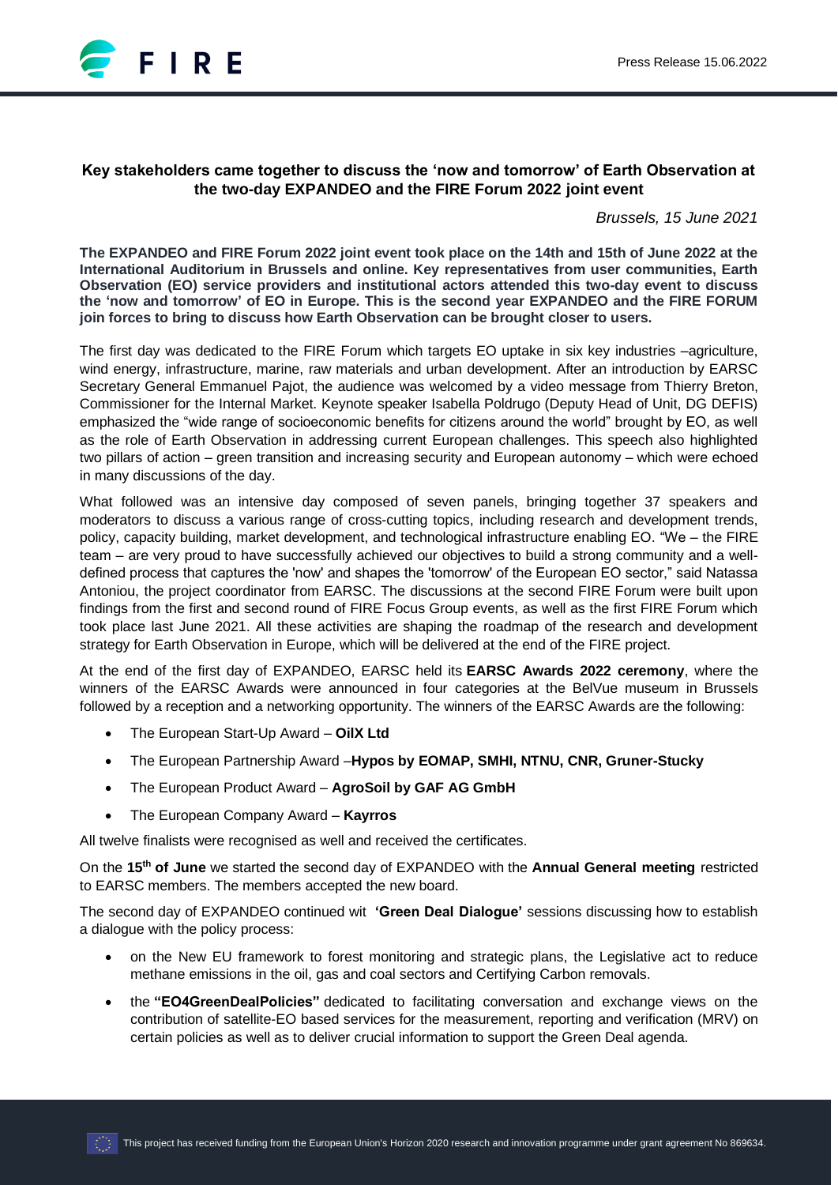## Key stakeholders came together to discuss the 'now and tomorrow' of Earth Observation at the two-day EXPANDEO and the FIRE Forum 2022 joint event

*Brussels, 15 June 2021*

**The EXPANDEO and FIRE Forum 2022 joint event took place on the 14th and 15th of June 2022 at the International Auditorium in Brussels and online. Key representatives from user communities, Earth Observation (EO) service providers and institutional actors attended this two-day event to discuss the 'now and tomorrow' of EO in Europe. This is the second year EXPANDEO and the FIRE FORUM join forces to bring to discuss how Earth Observation can be brought closer to users.**

The first day was dedicated to the FIRE Forum which targets EO uptake in six key industries –agriculture, wind energy, infrastructure, marine, raw materials and urban development. After an introduction by EARSC Secretary General Emmanuel Pajot, the audience was welcomed by a video message from Thierry Breton, Commissioner for the Internal Market. Keynote speaker Isabella Poldrugo (Deputy Head of Unit, DG DEFIS) emphasized the "wide range of socioeconomic benefits for citizens around the world" brought by EO, as well as the role of Earth Observation in addressing current European challenges. This speech also highlighted two pillars of action – green transition and increasing security and European autonomy – which were echoed in many discussions of the day.

What followed was an intensive day composed of seven panels, bringing together 37 speakers and moderators to discuss a various range of cross-cutting topics, including research and development trends, policy, capacity building, market development, and technological infrastructure enabling EO. "We – the FIRE team – are very proud to have successfully achieved our objectives to build a strong community and a well-defined process that captures the 'now' and shapes the 'tomorrow' of the European EO sector," said Natassa Antoniou, the project coordinator from EARSC. The discussions at the second FIRE Forum were built upon findings from the first and second round of FIRE Focus Group events, as well as the first FIRE Forum which took place last June 2021. All these activities are shaping the roadmap of the research and development strategy for Earth Observation in Europe, which will be delivered at the end of the FIRE project.

At the end of the first day of EXPANDEO, EARSC held its **EARSC Awards 2022 ceremony**, where the winners of the EARSC Awards were announced in four categories at the BelVue museum in Brussels followed by a reception and a networking opportunity. The winners of the EARSC Awards are the following:

- The European Start-Up Award – **OilX Ltd**
- The European Partnership Award –**Hypos by EOMAP, SMHI, NTNU, CNR, Gruner-Stucky**
- The European Product Award – **AgroSoil by GAF AG GmbH**
- The European Company Award – **Kayrros**

All twelve finalists were recognised as well and received the certificates.

On the **15th of June** we started the second day of EXPANDEO with the **Annual General meeting** restricted to EARSC members. The members accepted the new board.

The second day of EXPANDEO continued wit **'Green Deal Dialogue'** sessions discussing how to establish a dialogue with the policy process:

- on the New EU framework to forest monitoring and strategic plans, the Legislative act to reduce methane emissions in the oil, gas and coal sectors and Certifying Carbon removals.
- the **"EO4GreenDealPolicies"** dedicated to facilitating conversation and exchange views on the contribution of satellite-EO based services for the measurement, reporting and verification (MRV) on certain policies as well as to deliver crucial information to support the Green Deal agenda.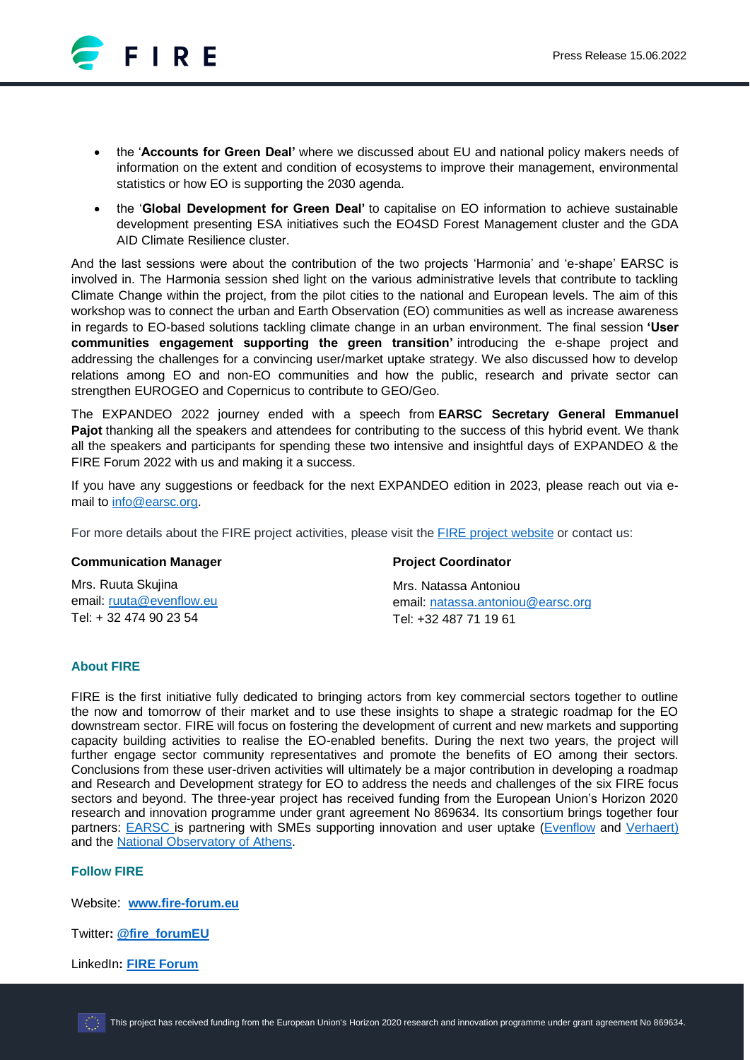- the '**Accounts for Green Deal'** where we discussed about EU and national policy makers needs of information on the extent and condition of ecosystems to improve their management, environmental statistics or how EO is supporting the 2030 agenda.
- the '**Global Development for Green Deal'** to capitalise on EO information to achieve sustainable development presenting ESA initiatives such the EO4SD Forest Management cluster and the GDA AID Climate Resilience cluster.

And the last sessions were about the contribution of the two projects 'Harmonia' and 'e-shape' EARSC is involved in. The Harmonia session shed light on the various administrative levels that contribute to tackling Climate Change within the project, from the pilot cities to the national and European levels. The aim of this workshop was to connect the urban and Earth Observation (EO) communities as well as increase awareness in regards to EO-based solutions tackling climate change in an urban environment. The final session **'User communities engagement supporting the green transition'** introducing the e-shape project and addressing the challenges for a convincing user/market uptake strategy. We also discussed how to develop relations among EO and non-EO communities and how the public, research and private sector can strengthen EUROGEO and Copernicus to contribute to GEO/Geo.

The EXPANDEO 2022 journey ended with a speech from **EARSC Secretary General Emmanuel Pajot** thanking all the speakers and attendees for contributing to the success of this hybrid event. We thank all the speakers and participants for spending these two intensive and insightful days of EXPANDEO & the FIRE Forum 2022 with us and making it a success.

If you have any suggestions or feedback for the next EXPANDEO edition in 2023, please reach out via e-mail to info@earsc.org.

For more details about the FIRE project activities, please visit the FIRE project website or contact us:

**Communication Manager**

Mrs. Ruuta Skujina
email: ruuta@evenflow.eu
Tel: + 32 474 90 23 54

**Project Coordinator**

Mrs. Natassa Antoniou
email: natassa.antoniou@earsc.org
Tel: +32 487 71 19 61

### About FIRE

FIRE is the first initiative fully dedicated to bringing actors from key commercial sectors together to outline the now and tomorrow of their market and to use these insights to shape a strategic roadmap for the EO downstream sector. FIRE will focus on fostering the development of current and new markets and supporting capacity building activities to realise the EO-enabled benefits. During the next two years, the project will further engage sector community representatives and promote the benefits of EO among their sectors. Conclusions from these user-driven activities will ultimately be a major contribution in developing a roadmap and Research and Development strategy for EO to address the needs and challenges of the six FIRE focus sectors and beyond. The three-year project has received funding from the European Union's Horizon 2020 research and innovation programme under grant agreement No 869634. Its consortium brings together four partners: EARSC is partnering with SMEs supporting innovation and user uptake (Evenflow and Verhaert) and the National Observatory of Athens.

### Follow FIRE

Website: **www.fire-forum.eu**

Twitter**: @fire_forumEU**

LinkedIn**: FIRE Forum**